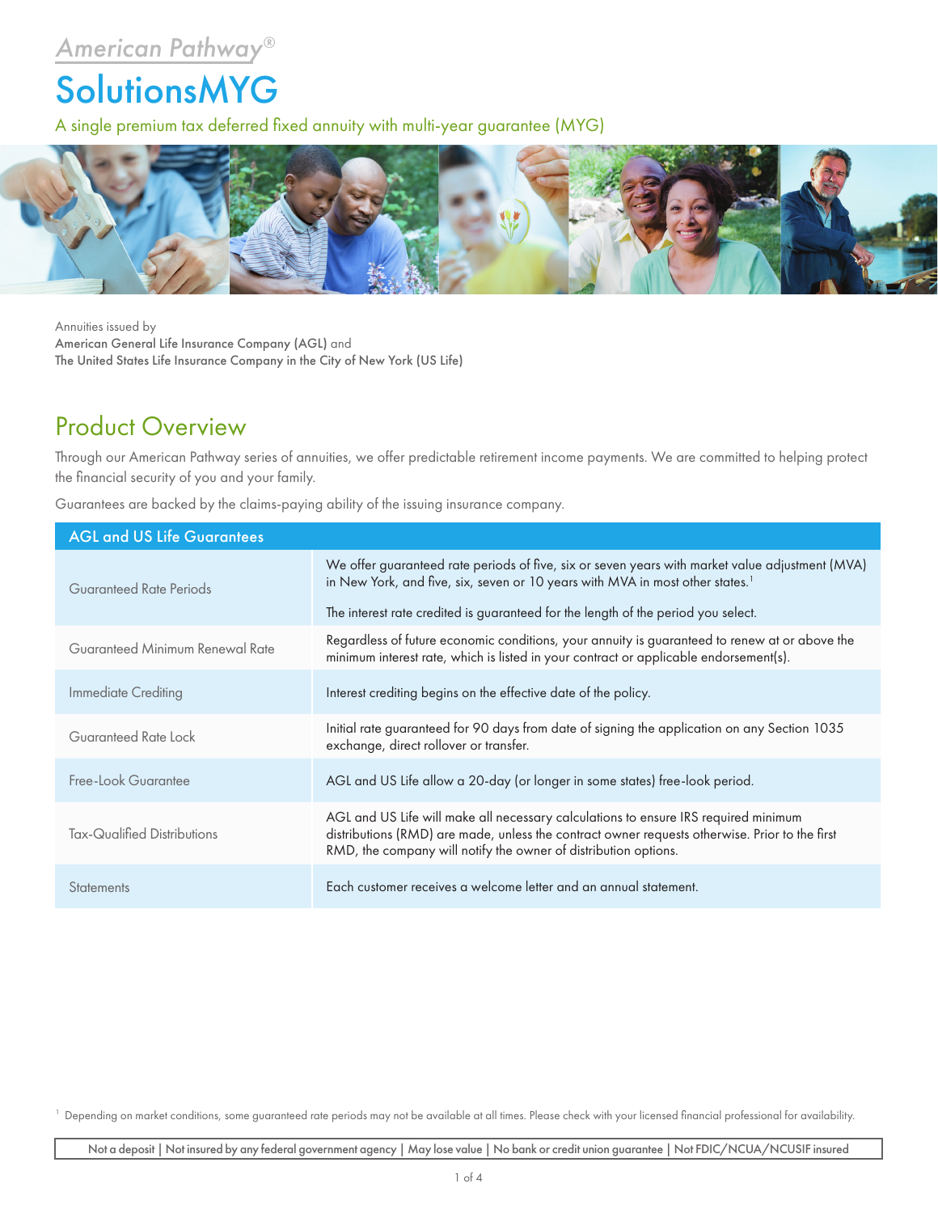American Pathway®

# SolutionsMYG

A single premium tax deferred fixed annuity with multi-year guarantee (MYG)

Annuities issued by
American General Life Insurance Company (AGL) and
The United States Life Insurance Company in the City of New York (US Life)

## Product Overview

Through our American Pathway series of annuities, we offer predictable retirement income payments. We are committed to helping protect the financial security of you and your family.

Guarantees are backed by the claims-paying ability of the issuing insurance company.

| AGL and US Life Guarantees | |
|---|---|
| Guaranteed Rate Periods | We offer guaranteed rate periods of five, six or seven years with market value adjustment (MVA) in New York, and five, six, seven or 10 years with MVA in most other states.[1]<br><br>The interest rate credited is guaranteed for the length of the period you select. |
| Guaranteed Minimum Renewal Rate | Regardless of future economic conditions, your annuity is guaranteed to renew at or above the minimum interest rate, which is listed in your contract or applicable endorsement(s). |
| Immediate Crediting | Interest crediting begins on the effective date of the policy. |
| Guaranteed Rate Lock | Initial rate guaranteed for 90 days from date of signing the application on any Section 1035 exchange, direct rollover or transfer. |
| Free-Look Guarantee | AGL and US Life allow a 20-day (or longer in some states) free-look period. |
| Tax-Qualified Distributions | AGL and US Life will make all necessary calculations to ensure IRS required minimum distributions (RMD) are made, unless the contract owner requests otherwise. Prior to the first RMD, the company will notify the owner of distribution options. |
| Statements | Each customer receives a welcome letter and an annual statement. |

[1] Depending on market conditions, some guaranteed rate periods may not be available at all times. Please check with your licensed financial professional for availability.

Not a deposit | Not insured by any federal government agency | May lose value | No bank or credit union guarantee | Not FDIC/NCUA/NCUSIF insured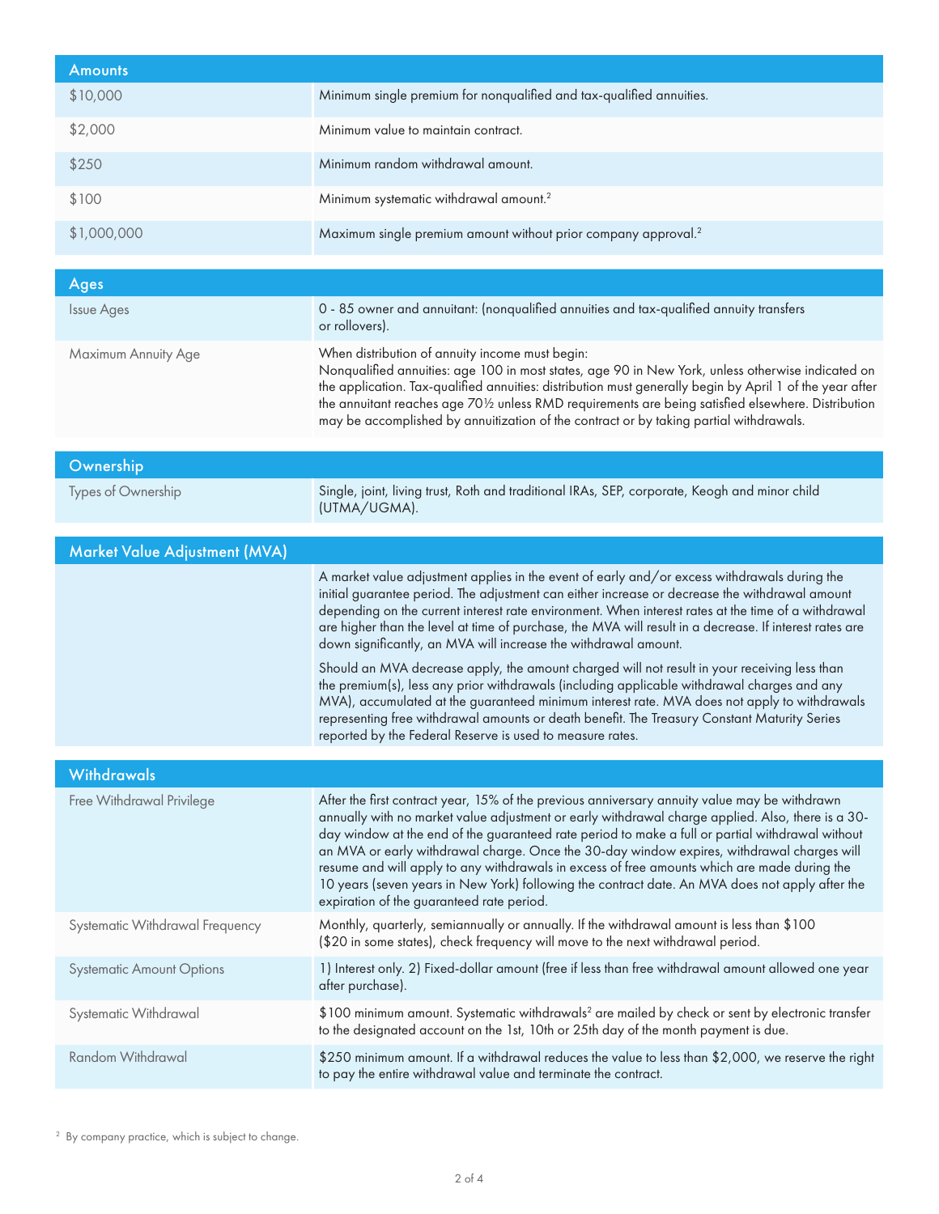## Amounts

| | |
|---|---|
| $10,000 | Minimum single premium for nonqualified and tax-qualified annuities. |
| $2,000 | Minimum value to maintain contract. |
| $250 | Minimum random withdrawal amount. |
| $100 | Minimum systematic withdrawal amount.[2] |
| $1,000,000 | Maximum single premium amount without prior company approval.[2] |

## Ages

| | |
|---|---|
| Issue Ages | 0 - 85 owner and annuitant: (nonqualified annuities and tax-qualified annuity transfers or rollovers). |
| Maximum Annuity Age | When distribution of annuity income must begin:<br>Nonqualified annuities: age 100 in most states, age 90 in New York, unless otherwise indicated on the application. Tax-qualified annuities: distribution must generally begin by April 1 of the year after the annuitant reaches age 70½ unless RMD requirements are being satisfied elsewhere. Distribution may be accomplished by annuitization of the contract or by taking partial withdrawals. |

## Ownership

| | |
|---|---|
| Types of Ownership | Single, joint, living trust, Roth and traditional IRAs, SEP, corporate, Keogh and minor child (UTMA/UGMA). |

## Market Value Adjustment (MVA)

A market value adjustment applies in the event of early and/or excess withdrawals during the initial guarantee period. The adjustment can either increase or decrease the withdrawal amount depending on the current interest rate environment. When interest rates at the time of a withdrawal are higher than the level at time of purchase, the MVA will result in a decrease. If interest rates are down significantly, an MVA will increase the withdrawal amount.

Should an MVA decrease apply, the amount charged will not result in your receiving less than the premium(s), less any prior withdrawals (including applicable withdrawal charges and any MVA), accumulated at the guaranteed minimum interest rate. MVA does not apply to withdrawals representing free withdrawal amounts or death benefit. The Treasury Constant Maturity Series reported by the Federal Reserve is used to measure rates.

## Withdrawals

| | |
|---|---|
| Free Withdrawal Privilege | After the first contract year, 15% of the previous anniversary annuity value may be withdrawn annually with no market value adjustment or early withdrawal charge applied. Also, there is a 30-day window at the end of the guaranteed rate period to make a full or partial withdrawal without an MVA or early withdrawal charge. Once the 30-day window expires, withdrawal charges will resume and will apply to any withdrawals in excess of free amounts which are made during the 10 years (seven years in New York) following the contract date. An MVA does not apply after the expiration of the guaranteed rate period. |
| Systematic Withdrawal Frequency | Monthly, quarterly, semiannually or annually. If the withdrawal amount is less than $100 ($20 in some states), check frequency will move to the next withdrawal period. |
| Systematic Amount Options | 1) Interest only. 2) Fixed-dollar amount (free if less than free withdrawal amount allowed one year after purchase). |
| Systematic Withdrawal | $100 minimum amount. Systematic withdrawals[2] are mailed by check or sent by electronic transfer to the designated account on the 1st, 10th or 25th day of the month payment is due. |
| Random Withdrawal | $250 minimum amount. If a withdrawal reduces the value to less than $2,000, we reserve the right to pay the entire withdrawal value and terminate the contract. |

[2] By company practice, which is subject to change.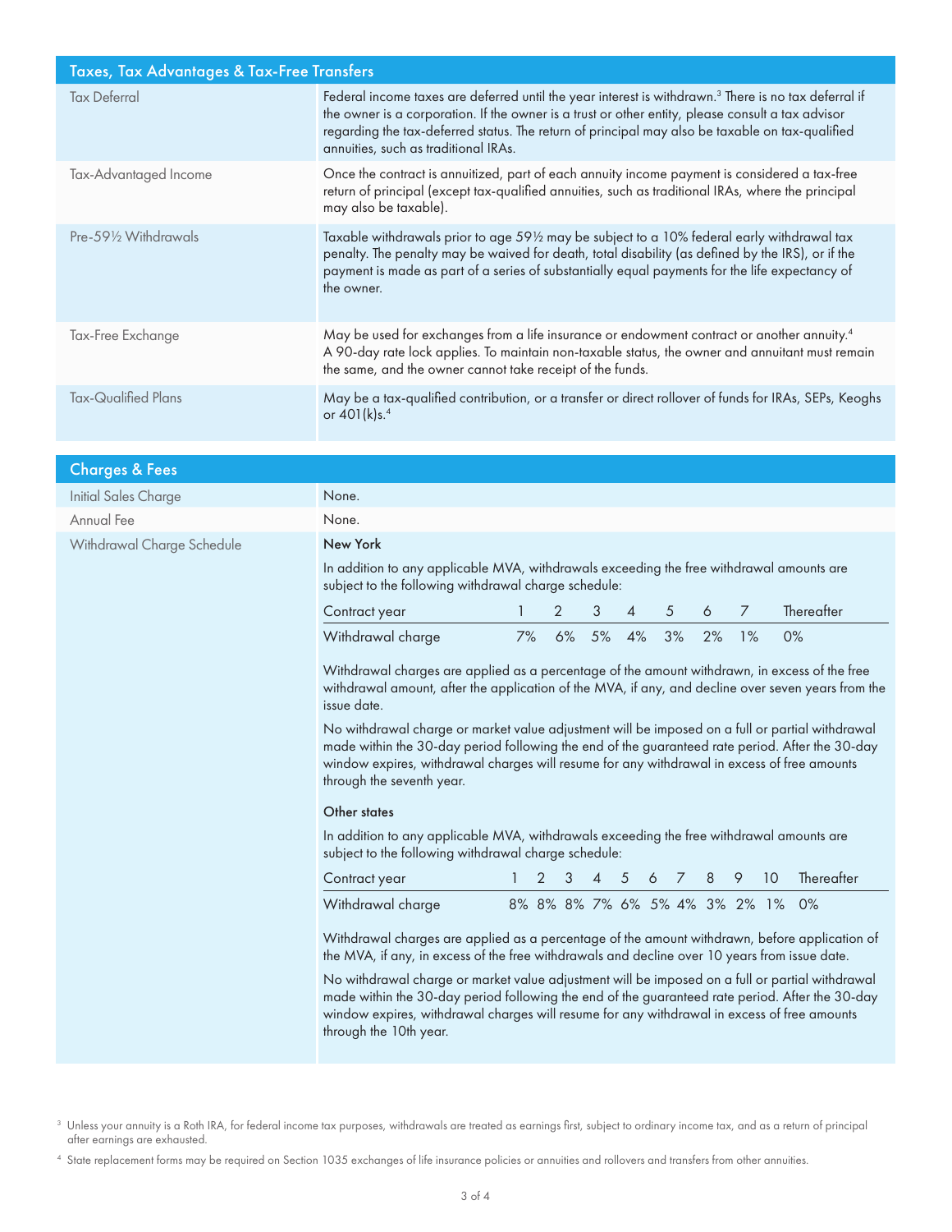## Taxes, Tax Advantages & Tax-Free Transfers

| | |
|---|---|
| Tax Deferral | Federal income taxes are deferred until the year interest is withdrawn.[3] There is no tax deferral if the owner is a corporation. If the owner is a trust or other entity, please consult a tax advisor regarding the tax-deferred status. The return of principal may also be taxable on tax-qualified annuities, such as traditional IRAs. |
| Tax-Advantaged Income | Once the contract is annuitized, part of each annuity income payment is considered a tax-free return of principal (except tax-qualified annuities, such as traditional IRAs, where the principal may also be taxable). |
| Pre-59½ Withdrawals | Taxable withdrawals prior to age 59½ may be subject to a 10% federal early withdrawal tax penalty. The penalty may be waived for death, total disability (as defined by the IRS), or if the payment is made as part of a series of substantially equal payments for the life expectancy of the owner. |
| Tax-Free Exchange | May be used for exchanges from a life insurance or endowment contract or another annuity.[4] A 90-day rate lock applies. To maintain non-taxable status, the owner and annuitant must remain the same, and the owner cannot take receipt of the funds. |
| Tax-Qualified Plans | May be a tax-qualified contribution, or a transfer or direct rollover of funds for IRAs, SEPs, Keoghs or 401(k)s.[4] |

## Charges & Fees

| | |
|---|---|
| Initial Sales Charge | None. |
| Annual Fee | None. |

### Withdrawal Charge Schedule

**New York**

In addition to any applicable MVA, withdrawals exceeding the free withdrawal amounts are subject to the following withdrawal charge schedule:

| Contract year | 1 | 2 | 3 | 4 | 5 | 6 | 7 | Thereafter |
|---|---|---|---|---|---|---|---|---|
| Withdrawal charge | 7% | 6% | 5% | 4% | 3% | 2% | 1% | 0% |

Withdrawal charges are applied as a percentage of the amount withdrawn, in excess of the free withdrawal amount, after the application of the MVA, if any, and decline over seven years from the issue date.

No withdrawal charge or market value adjustment will be imposed on a full or partial withdrawal made within the 30-day period following the end of the guaranteed rate period. After the 30-day window expires, withdrawal charges will resume for any withdrawal in excess of free amounts through the seventh year.

**Other states**

In addition to any applicable MVA, withdrawals exceeding the free withdrawal amounts are subject to the following withdrawal charge schedule:

| Contract year | 1 | 2 | 3 | 4 | 5 | 6 | 7 | 8 | 9 | 10 | Thereafter |
|---|---|---|---|---|---|---|---|---|---|---|---|
| Withdrawal charge | 8% | 8% | 8% | 7% | 6% | 5% | 4% | 3% | 2% | 1% | 0% |

Withdrawal charges are applied as a percentage of the amount withdrawn, before application of the MVA, if any, in excess of the free withdrawals and decline over 10 years from issue date.

No withdrawal charge or market value adjustment will be imposed on a full or partial withdrawal made within the 30-day period following the end of the guaranteed rate period. After the 30-day window expires, withdrawal charges will resume for any withdrawal in excess of free amounts through the 10th year.

---

[3] Unless your annuity is a Roth IRA, for federal income tax purposes, withdrawals are treated as earnings first, subject to ordinary income tax, and as a return of principal after earnings are exhausted.

[4] State replacement forms may be required on Section 1035 exchanges of life insurance policies or annuities and rollovers and transfers from other annuities.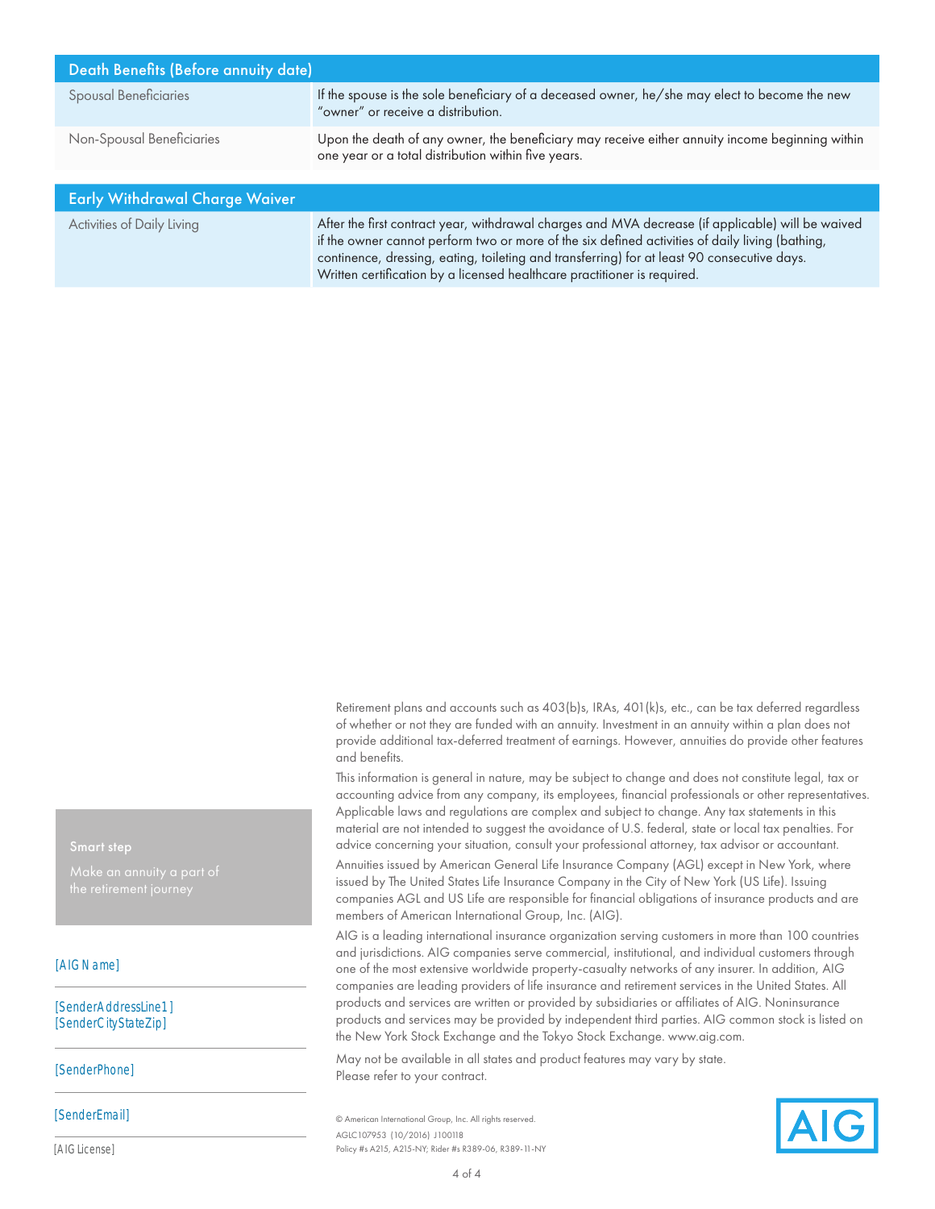| Death Benefits (Before annuity date) | |
|---|---|
| Spousal Beneficiaries | If the spouse is the sole beneficiary of a deceased owner, he/she may elect to become the new "owner" or receive a distribution. |
| Non-Spousal Beneficiaries | Upon the death of any owner, the beneficiary may receive either annuity income beginning within one year or a total distribution within five years. |

| Early Withdrawal Charge Waiver | |
|---|---|
| Activities of Daily Living | After the first contract year, withdrawal charges and MVA decrease (if applicable) will be waived if the owner cannot perform two or more of the six defined activities of daily living (bathing, continence, dressing, eating, toileting and transferring) for at least 90 consecutive days. Written certification by a licensed healthcare practitioner is required. |

**Smart step**

Make an annuity a part of the retirement journey

[AIG Name]

[SenderAddressLine1]
[SenderCityStateZip]

[SenderPhone]

[SenderEmail]

[AIG License]

Retirement plans and accounts such as 403(b)s, IRAs, 401(k)s, etc., can be tax deferred regardless of whether or not they are funded with an annuity. Investment in an annuity within a plan does not provide additional tax-deferred treatment of earnings. However, annuities do provide other features and benefits.

This information is general in nature, may be subject to change and does not constitute legal, tax or accounting advice from any company, its employees, financial professionals or other representatives. Applicable laws and regulations are complex and subject to change. Any tax statements in this material are not intended to suggest the avoidance of U.S. federal, state or local tax penalties. For advice concerning your situation, consult your professional attorney, tax advisor or accountant.

Annuities issued by American General Life Insurance Company (AGL) except in New York, where issued by The United States Life Insurance Company in the City of New York (US Life). Issuing companies AGL and US Life are responsible for financial obligations of insurance products and are members of American International Group, Inc. (AIG).

AIG is a leading international insurance organization serving customers in more than 100 countries and jurisdictions. AIG companies serve commercial, institutional, and individual customers through one of the most extensive worldwide property-casualty networks of any insurer. In addition, AIG companies are leading providers of life insurance and retirement services in the United States. All products and services are written or provided by subsidiaries or affiliates of AIG. Noninsurance products and services may be provided by independent third parties. AIG common stock is listed on the New York Stock Exchange and the Tokyo Stock Exchange. www.aig.com.

May not be available in all states and product features may vary by state.
Please refer to your contract.

© American International Group, Inc. All rights reserved.
AGLC107953 (10/2016) J100118
Policy #s A215, A215-NY; Rider #s R389-06, R389-11-NY

AIG